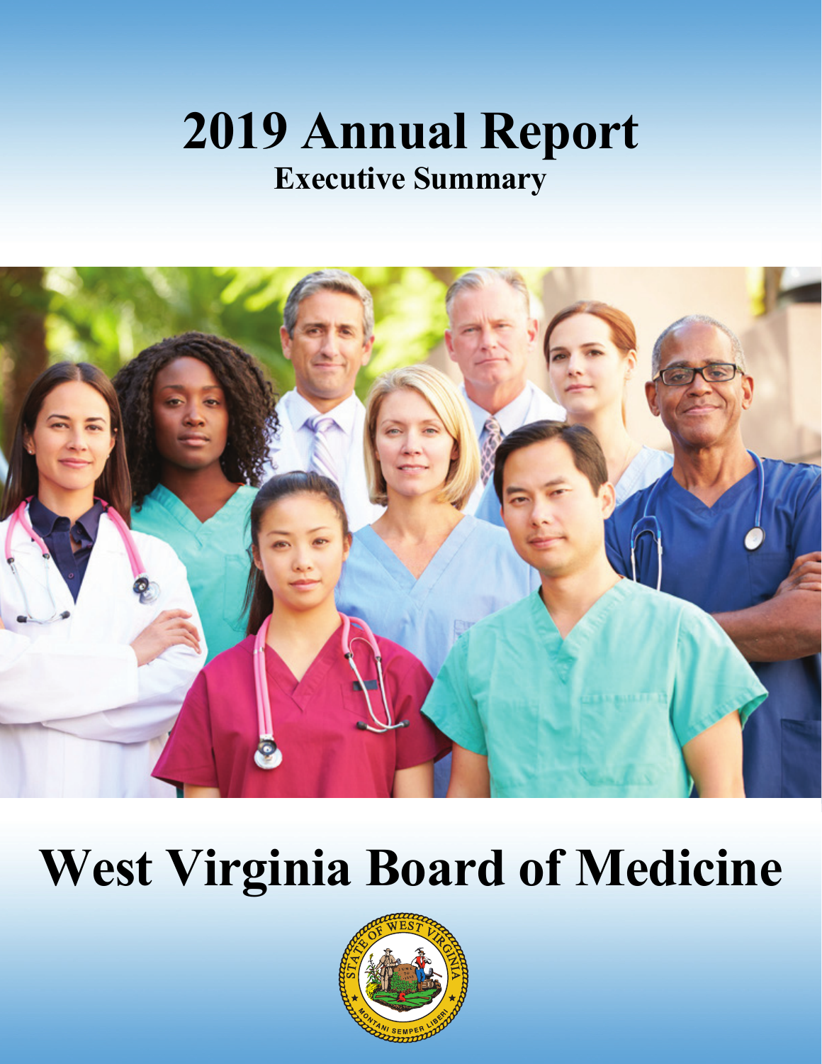# 2019 Annual Report

## Executive Summary

# West Virginia Board of Medicine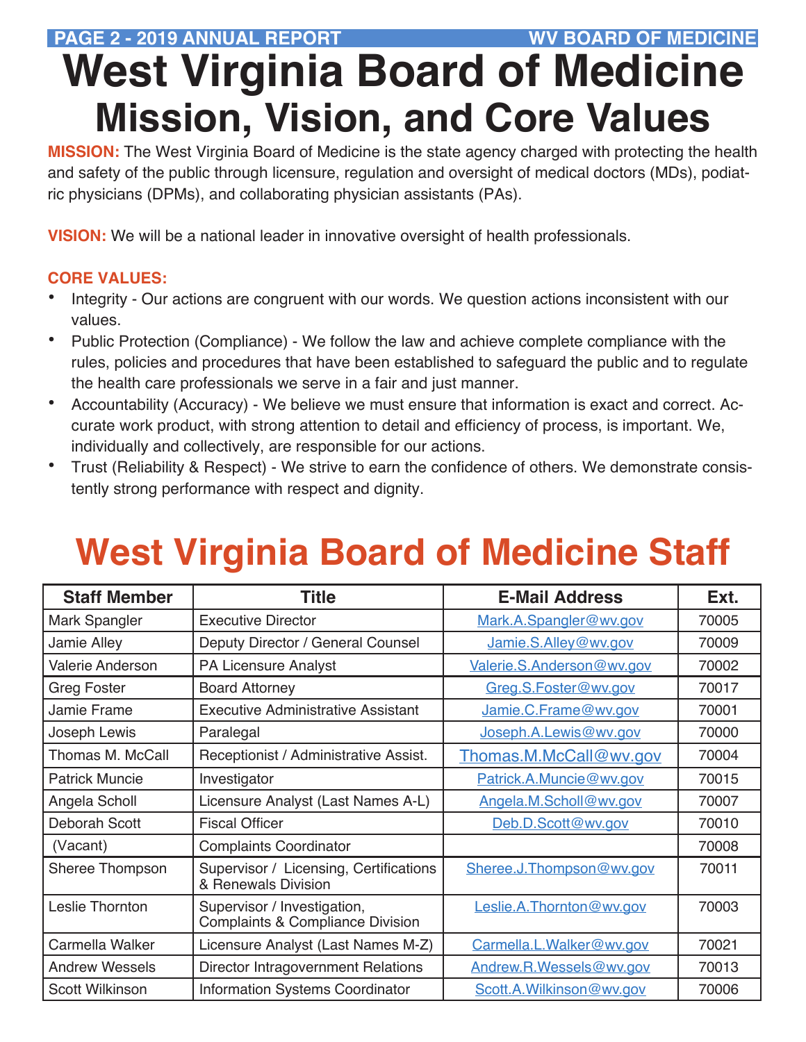# West Virginia Board of Medicine
## Mission, Vision, and Core Values

**MISSION:** The West Virginia Board of Medicine is the state agency charged with protecting the health and safety of the public through licensure, regulation and oversight of medical doctors (MDs), podiatric physicians (DPMs), and collaborating physician assistants (PAs).

**VISION:** We will be a national leader in innovative oversight of health professionals.

**CORE VALUES:**

- Integrity - Our actions are congruent with our words. We question actions inconsistent with our values.
- Public Protection (Compliance) - We follow the law and achieve complete compliance with the rules, policies and procedures that have been established to safeguard the public and to regulate the health care professionals we serve in a fair and just manner.
- Accountability (Accuracy) - We believe we must ensure that information is exact and correct. Accurate work product, with strong attention to detail and efficiency of process, is important. We, individually and collectively, are responsible for our actions.
- Trust (Reliability & Respect) - We strive to earn the confidence of others. We demonstrate consistently strong performance with respect and dignity.

# West Virginia Board of Medicine Staff

| Staff Member | Title | E-Mail Address | Ext. |
|---|---|---|---|
| Mark Spangler | Executive Director | Mark.A.Spangler@wv.gov | 70005 |
| Jamie Alley | Deputy Director / General Counsel | Jamie.S.Alley@wv.gov | 70009 |
| Valerie Anderson | PA Licensure Analyst | Valerie.S.Anderson@wv.gov | 70002 |
| Greg Foster | Board Attorney | Greg.S.Foster@wv.gov | 70017 |
| Jamie Frame | Executive Administrative Assistant | Jamie.C.Frame@wv.gov | 70001 |
| Joseph Lewis | Paralegal | Joseph.A.Lewis@wv.gov | 70000 |
| Thomas M. McCall | Receptionist / Administrative Assist. | Thomas.M.McCall@wv.gov | 70004 |
| Patrick Muncie | Investigator | Patrick.A.Muncie@wv.gov | 70015 |
| Angela Scholl | Licensure Analyst (Last Names A-L) | Angela.M.Scholl@wv.gov | 70007 |
| Deborah Scott | Fiscal Officer | Deb.D.Scott@wv.gov | 70010 |
| (Vacant) | Complaints Coordinator | | 70008 |
| Sheree Thompson | Supervisor / Licensing, Certifications & Renewals Division | Sheree.J.Thompson@wv.gov | 70011 |
| Leslie Thornton | Supervisor / Investigation, Complaints & Compliance Division | Leslie.A.Thornton@wv.gov | 70003 |
| Carmella Walker | Licensure Analyst (Last Names M-Z) | Carmella.L.Walker@wv.gov | 70021 |
| Andrew Wessels | Director Intragovernment Relations | Andrew.R.Wessels@wv.gov | 70013 |
| Scott Wilkinson | Information Systems Coordinator | Scott.A.Wilkinson@wv.gov | 70006 |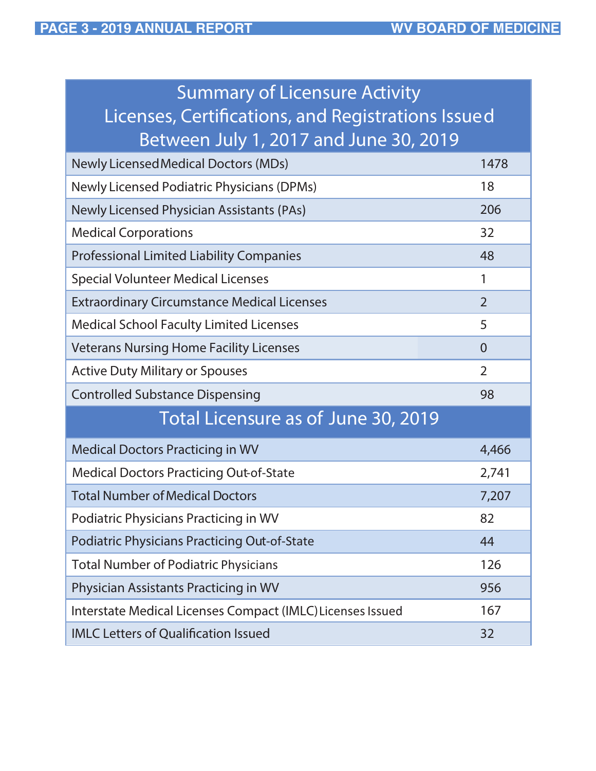| Summary of Licensure Activity<br>Licenses, Certifications, and Registrations Issued<br>Between July 1, 2017 and June 30, 2019 | |
|---|---|
| Newly Licensed Medical Doctors (MDs) | 1478 |
| Newly Licensed Podiatric Physicians (DPMs) | 18 |
| Newly Licensed Physician Assistants (PAs) | 206 |
| Medical Corporations | 32 |
| Professional Limited Liability Companies | 48 |
| Special Volunteer Medical Licenses | 1 |
| Extraordinary Circumstance Medical Licenses | 2 |
| Medical School Faculty Limited Licenses | 5 |
| Veterans Nursing Home Facility Licenses | 0 |
| Active Duty Military or Spouses | 2 |
| Controlled Substance Dispensing | 98 |
| **Total Licensure as of June 30, 2019** | |
| Medical Doctors Practicing in WV | 4,466 |
| Medical Doctors Practicing Out-of-State | 2,741 |
| Total Number of Medical Doctors | 7,207 |
| Podiatric Physicians Practicing in WV | 82 |
| Podiatric Physicians Practicing Out-of-State | 44 |
| Total Number of Podiatric Physicians | 126 |
| Physician Assistants Practicing in WV | 956 |
| Interstate Medical Licenses Compact (IMLC) Licenses Issued | 167 |
| IMLC Letters of Qualification Issued | 32 |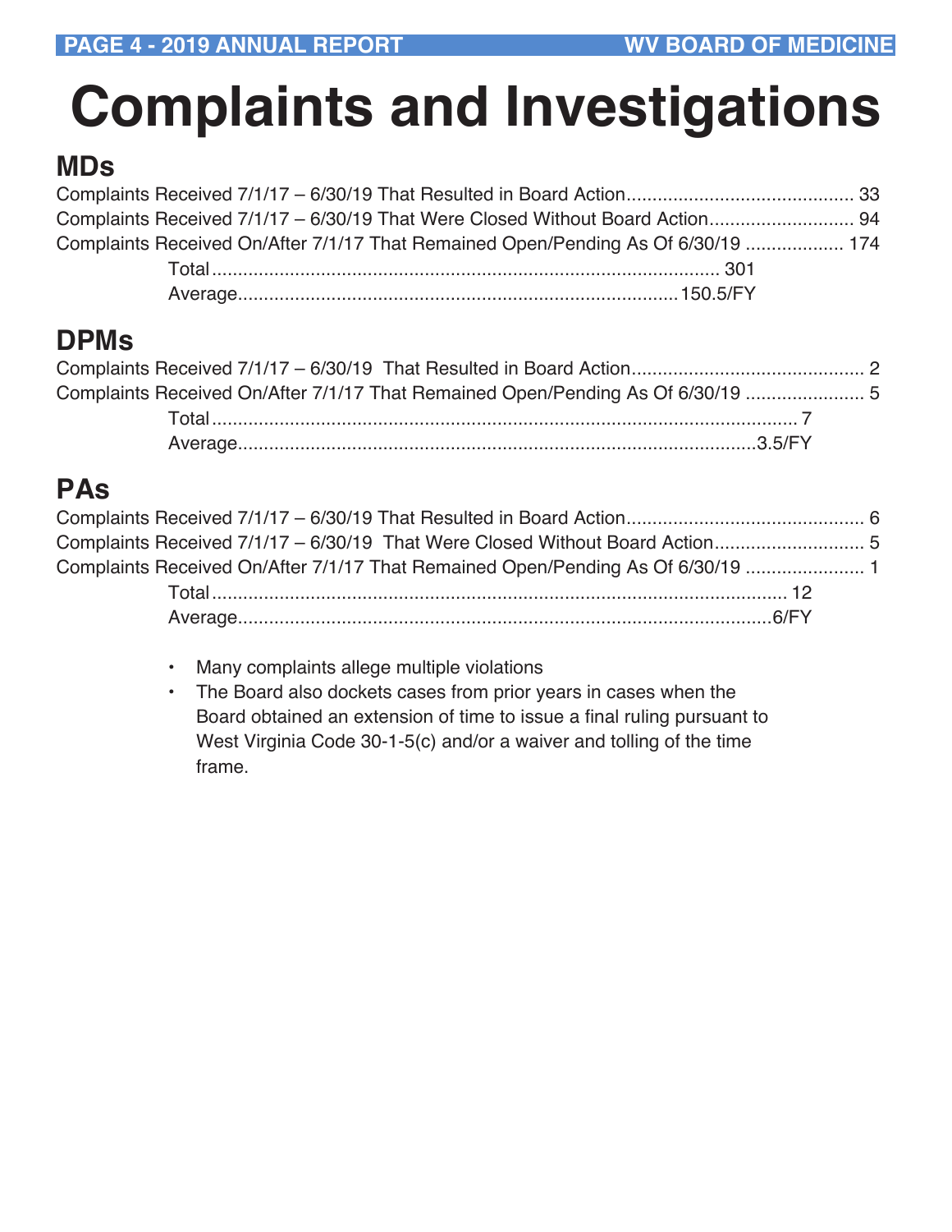# Complaints and Investigations

## MDs

| Item | Count |
| --- | --- |
| Complaints Received 7/1/17 – 6/30/19 That Resulted in Board Action | 33 |
| Complaints Received 7/1/17 – 6/30/19 That Were Closed Without Board Action | 94 |
| Complaints Received On/After 7/1/17 That Remained Open/Pending As Of 6/30/19 | 174 |
| Total | 301 |
| Average | 150.5/FY |

## DPMs

| Item | Count |
| --- | --- |
| Complaints Received 7/1/17 – 6/30/19 That Resulted in Board Action | 2 |
| Complaints Received On/After 7/1/17 That Remained Open/Pending As Of 6/30/19 | 5 |
| Total | 7 |
| Average | 3.5/FY |

## PAs

| Item | Count |
| --- | --- |
| Complaints Received 7/1/17 – 6/30/19 That Resulted in Board Action | 6 |
| Complaints Received 7/1/17 – 6/30/19 That Were Closed Without Board Action | 5 |
| Complaints Received On/After 7/1/17 That Remained Open/Pending As Of 6/30/19 | 1 |
| Total | 12 |
| Average | 6/FY |

- Many complaints allege multiple violations
- The Board also dockets cases from prior years in cases when the Board obtained an extension of time to issue a final ruling pursuant to West Virginia Code 30-1-5(c) and/or a waiver and tolling of the time frame.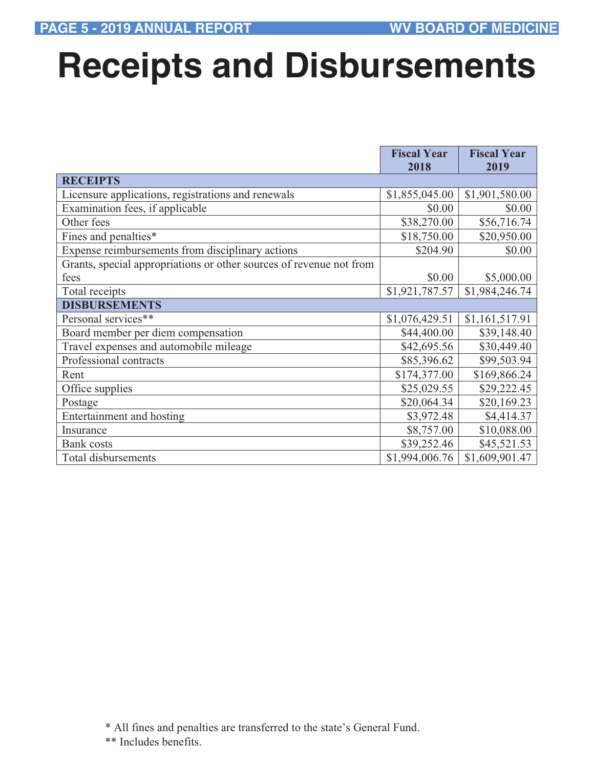# Receipts and Disbursements

| | Fiscal Year 2018 | Fiscal Year 2019 |
|---|---|---|
| **RECEIPTS** | | |
| Licensure applications, registrations and renewals | $1,855,045.00 | $1,901,580.00 |
| Examination fees, if applicable | $0.00 | $0.00 |
| Other fees | $38,270.00 | $56,716.74 |
| Fines and penalties* | $18,750.00 | $20,950.00 |
| Expense reimbursements from disciplinary actions | $204.90 | $0.00 |
| Grants, special appropriations or other sources of revenue not from fees | $0.00 | $5,000.00 |
| Total receipts | $1,921,787.57 | $1,984,246.74 |
| **DISBURSEMENTS** | | |
| Personal services** | $1,076,429.51 | $1,161,517.91 |
| Board member per diem compensation | $44,400.00 | $39,148.40 |
| Travel expenses and automobile mileage | $42,695.56 | $30,449.40 |
| Professional contracts | $85,396.62 | $99,503.94 |
| Rent | $174,377.00 | $169,866.24 |
| Office supplies | $25,029.55 | $29,222.45 |
| Postage | $20,064.34 | $20,169.23 |
| Entertainment and hosting | $3,972.48 | $4,414.37 |
| Insurance | $8,757.00 | $10,088.00 |
| Bank costs | $39,252.46 | $45,521.53 |
| Total disbursements | $1,994,006.76 | $1,609,901.47 |

* All fines and penalties are transferred to the state's General Fund.

** Includes benefits.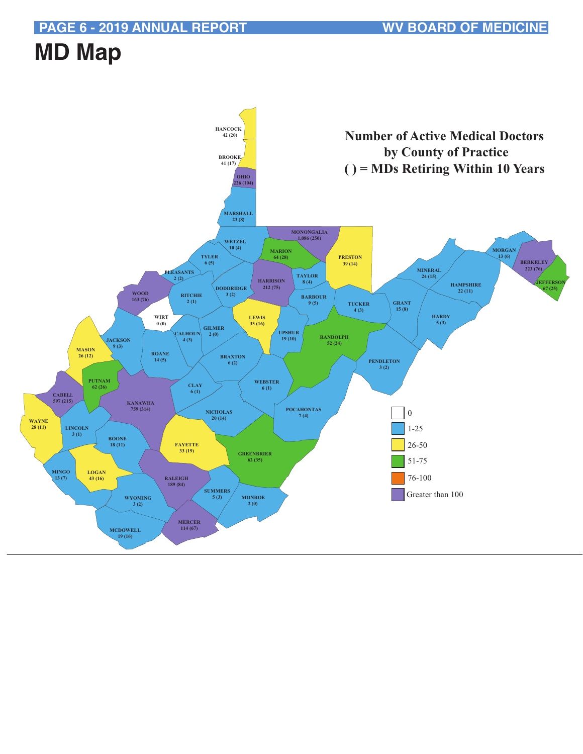# MD Map

**Number of Active Medical Doctors by County of Practice**
**( ) = MDs Retiring Within 10 Years**

| County | Active MDs (Retiring Within 10 Years) |
|---|---|
| HANCOCK | 42 (20) |
| BROOKE | 41 (17) |
| OHIO | 226 (104) |
| MARSHALL | 23 (8) |
| WETZEL | 10 (4) |
| MONONGALIA | 1,086 (250) |
| MARION | 64 (28) |
| PRESTON | 39 (14) |
| TYLER | 6 (5) |
| PLEASANTS | 2 (2) |
| DODDRIDGE | 3 (2) |
| HARRISON | 212 (75) |
| TAYLOR | 8 (4) |
| MINERAL | 24 (15) |
| MORGAN | 13 (6) |
| BERKELEY | 223 (76) |
| JEFFERSON | 67 (25) |
| HAMPSHIRE | 22 (11) |
| WOOD | 163 (76) |
| RITCHIE | 2 (1) |
| BARBOUR | 9 (5) |
| TUCKER | 4 (3) |
| GRANT | 15 (8) |
| HARDY | 5 (3) |
| WIRT | 0 (0) |
| LEWIS | 33 (16) |
| CALHOUN | 4 (3) |
| GILMER | 2 (0) |
| UPSHUR | 19 (10) |
| RANDOLPH | 52 (24) |
| JACKSON | 9 (3) |
| MASON | 26 (12) |
| ROANE | 14 (5) |
| BRAXTON | 6 (2) |
| PENDLETON | 3 (2) |
| PUTNAM | 62 (26) |
| CABELL | 597 (215) |
| CLAY | 6 (1) |
| WEBSTER | 6 (1) |
| KANAWHA | 759 (314) |
| WAYNE | 28 (11) |
| LINCOLN | 3 (1) |
| NICHOLAS | 20 (14) |
| POCAHONTAS | 7 (4) |
| BOONE | 18 (11) |
| FAYETTE | 33 (19) |
| GREENBRIER | 62 (35) |
| MINGO | 13 (7) |
| LOGAN | 43 (16) |
| RALEIGH | 189 (84) |
| SUMMERS | 5 (3) |
| MONROE | 2 (0) |
| WYOMING | 3 (2) |
| MERCER | 114 (67) |
| MCDOWELL | 19 (16) |

Legend:

- 0
- 1-25
- 26-50
- 51-75
- 76-100
- Greater than 100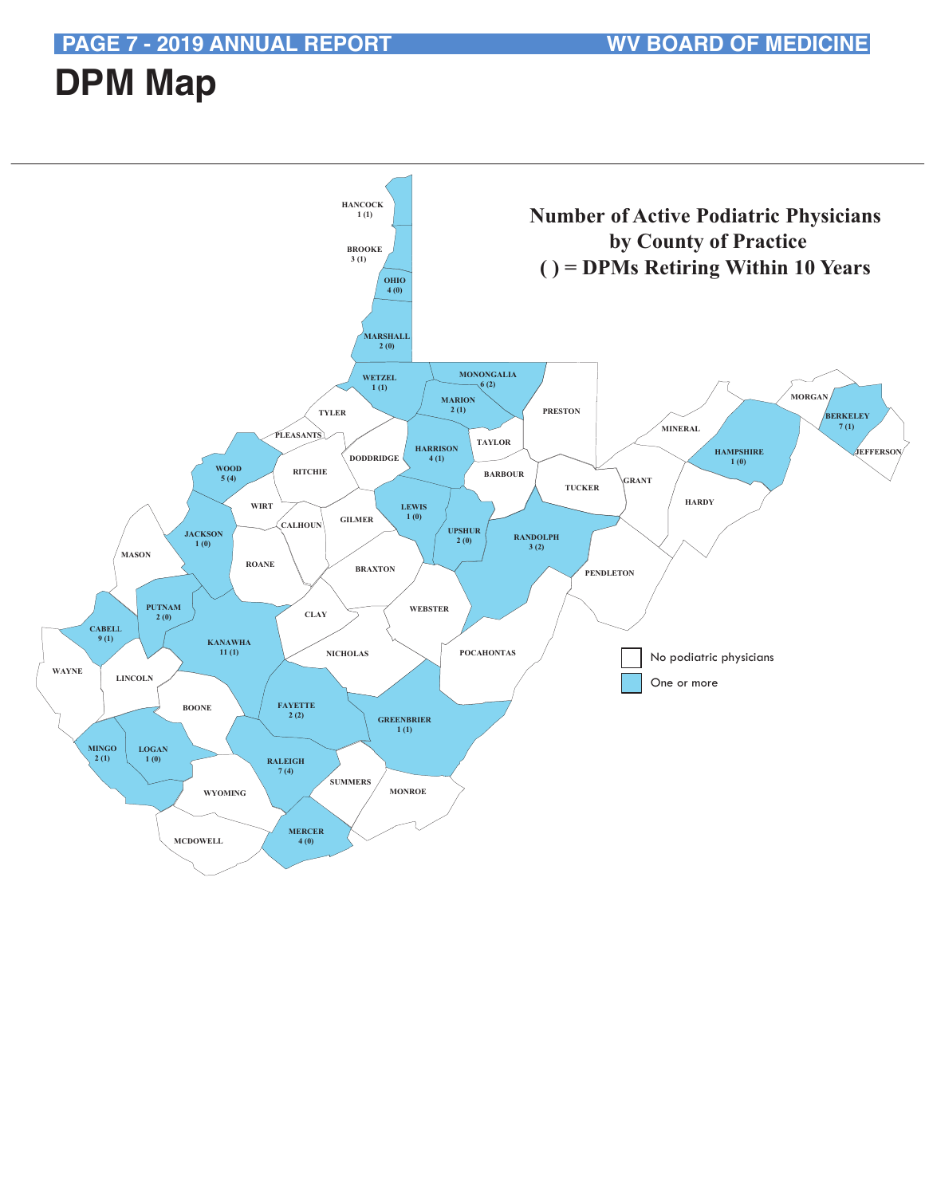# DPM Map

**Number of Active Podiatric Physicians by County of Practice**
**( ) = DPMs Retiring Within 10 Years**

| County | Active DPMs (Retiring Within 10 Years) |
| --- | --- |
| HANCOCK | 1 (1) |
| BROOKE | 3 (1) |
| OHIO | 4 (0) |
| MARSHALL | 2 (0) |
| WETZEL | 1 (1) |
| MONONGALIA | 6 (2) |
| MARION | 2 (1) |
| HARRISON | 4 (1) |
| WOOD | 5 (4) |
| LEWIS | 1 (0) |
| UPSHUR | 2 (0) |
| RANDOLPH | 3 (2) |
| JACKSON | 1 (0) |
| PUTNAM | 2 (0) |
| CABELL | 9 (1) |
| KANAWHA | 11 (1) |
| FAYETTE | 2 (2) |
| GREENBRIER | 1 (1) |
| MINGO | 2 (1) |
| LOGAN | 1 (0) |
| RALEIGH | 7 (4) |
| MERCER | 4 (0) |
| HAMPSHIRE | 1 (0) |
| BERKELEY | 7 (1) |

Counties with no podiatric physicians: Tyler, Pleasants, Ritchie, Doddridge, Taylor, Preston, Barbour, Tucker, Mineral, Morgan, Jefferson, Grant, Hardy, Wirt, Calhoun, Gilmer, Mason, Roane, Braxton, Pendleton, Clay, Webster, Nicholas, Pocahontas, Wayne, Lincoln, Boone, Summers, Monroe, Wyoming, McDowell.

Legend:
- No podiatric physicians
- One or more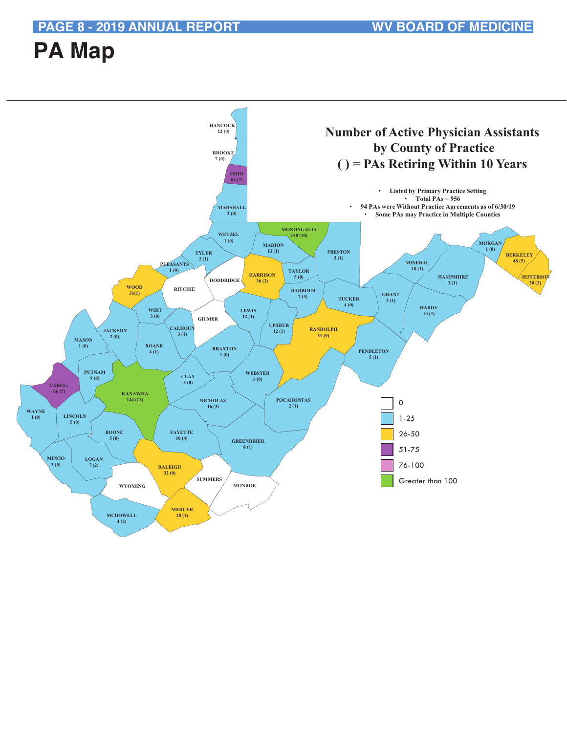# PA Map

Number of Active Physician Assistants by County of Practice
( ) = PAs Retiring Within 10 Years

- Listed by Primary Practice Setting
- Total PAs = 956
- 94 PAs were Without Practice Agreements as of 6/30/19
- Some PAs may Practice in Multiple Counties

HANCOCK 12 (0)
BROOKE 7 (0)
OHIO 66 (7)
MARSHALL 3 (0)
WETZEL 1 (0)
MONONGALIA 158 (10)
MARION 13 (1)
PRESTON 3 (1)
TYLER 2 (1)
PLEASANTS 1 (0)
DODDRIDGE
HARRISON 36 (2)
TAYLOR 5 (0)
MINERAL 10 (1)
MORGAN 1 (0)
BERKELEY 48 (5)
JEFFERSON 20 (3)
HAMPSHIRE 3 (1)
WOOD 31(1)
RITCHIE
BARBOUR 7 (3)
TUCKER 4 (0)
GRANT 3 (1)
HARDY 10 (1)
WIRT 3 (0)
LEWIS 12 (1)
GILMER
CALHOUN 3 (1)
UPSHUR 12 (1)
RANDOLPH 31 (9)
JACKSON 2 (0)
MASON 1 (0)
ROANE 4 (1)
BRAXTON 1 (0)
PENDLETON 5 (1)
PUTNAM 9 (0)
CLAY 3 (0)
WEBSTER 1 (0)
CABELL 66 (7)
KANAWHA 144 (12)
NICHOLAS 16 (3)
POCAHONTAS 2 (1)
WAYNE 1 (0)
LINCOLN 5 (0)
BOONE 5 (0)
FAYETTE 10 (4)
GREENBRIER 8 (1)
MINGO 3 (0)
LOGAN 7 (2)
RALEIGH 32 (0)
SUMMERS
MONROE
WYOMING
MERCER 28 (1)
MCDOWELL 4 (2)

0
1-25
26-50
51-75
76-100
Greater than 100